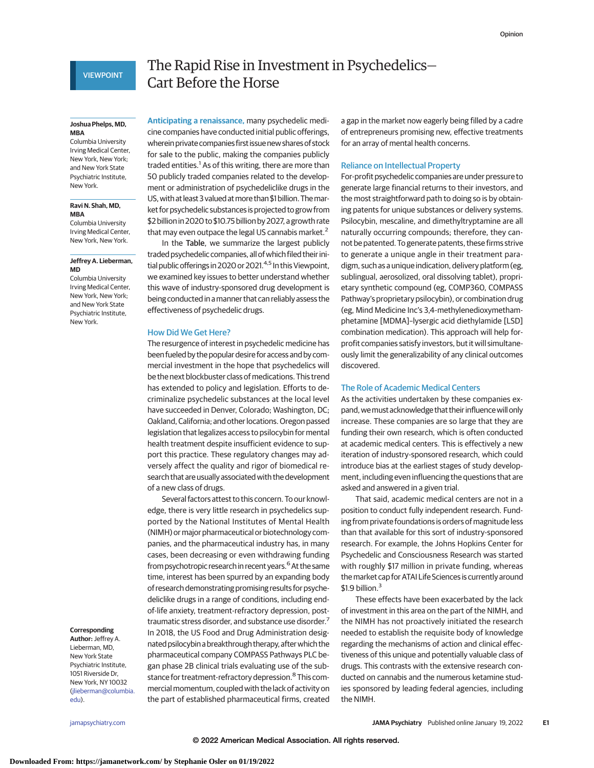VIEWPOINT

# The Rapid Rise in Investment in Psychedelics—Cart Before the Horse

**Joshua Phelps, MD, MBA**
Columbia University Irving Medical Center, New York, New York; and New York State Psychiatric Institute, New York.

**Ravi N. Shah, MD, MBA**
Columbia University Irving Medical Center, New York, New York.

**Jeffrey A. Lieberman, MD**
Columbia University Irving Medical Center, New York, New York; and New York State Psychiatric Institute, New York.

**Corresponding Author:** Jeffrey A. Lieberman, MD, New York State Psychiatric Institute, 1051 Riverside Dr, New York, NY 10032 (jlieberman@columbia.edu).

**Anticipating a renaissance,** many psychedelic medicine companies have conducted initial public offerings, wherein private companies first issue new shares of stock for sale to the public, making the companies publicly traded entities.[1] As of this writing, there are more than 50 publicly traded companies related to the development or administration of psychedeliclike drugs in the US, with at least 3 valued at more than $1 billion. The market for psychedelic substances is projected to grow from $2 billion in 2020 to $10.75 billion by 2027, a growth rate that may even outpace the legal US cannabis market.[2]

In the **Table**, we summarize the largest publicly traded psychedelic companies, all of which filed their initial public offerings in 2020 or 2021.[4,5] In this Viewpoint, we examined key issues to better understand whether this wave of industry-sponsored drug development is being conducted in a manner that can reliably assess the effectiveness of psychedelic drugs.

## How Did We Get Here?

The resurgence of interest in psychedelic medicine has been fueled by the popular desire for access and by commercial investment in the hope that psychedelics will be the next blockbuster class of medications. This trend has extended to policy and legislation. Efforts to decriminalize psychedelic substances at the local level have succeeded in Denver, Colorado; Washington, DC; Oakland, California; and other locations. Oregon passed legislation that legalizes access to psilocybin for mental health treatment despite insufficient evidence to support this practice. These regulatory changes may adversely affect the quality and rigor of biomedical research that are usually associated with the development of a new class of drugs.

Several factors attest to this concern. To our knowledge, there is very little research in psychedelics supported by the National Institutes of Mental Health (NIMH) or major pharmaceutical or biotechnology companies, and the pharmaceutical industry has, in many cases, been decreasing or even withdrawing funding from psychotropic research in recent years.[6] At the same time, interest has been spurred by an expanding body of research demonstrating promising results for psychedeliclike drugs in a range of conditions, including end-of-life anxiety, treatment-refractory depression, posttraumatic stress disorder, and substance use disorder.[7] In 2018, the US Food and Drug Administration designated psilocybin a breakthrough therapy, after which the pharmaceutical company COMPASS Pathways PLC began phase 2B clinical trials evaluating use of the substance for treatment-refractory depression.[8] This commercial momentum, coupled with the lack of activity on the part of established pharmaceutical firms, created a gap in the market now eagerly being filled by a cadre of entrepreneurs promising new, effective treatments for an array of mental health concerns.

## Reliance on Intellectual Property

For-profit psychedelic companies are under pressure to generate large financial returns to their investors, and the most straightforward path to doing so is by obtaining patents for unique substances or delivery systems. Psilocybin, mescaline, and dimethyltryptamine are all naturally occurring compounds; therefore, they cannot be patented. To generate patents, these firms strive to generate a unique angle in their treatment paradigm, such as a unique indication, delivery platform (eg, sublingual, aerosolized, oral dissolving tablet), proprietary synthetic compound (eg, COMP360, COMPASS Pathway's proprietary psilocybin), or combination drug (eg, Mind Medicine Inc's 3,4-methylenedioxymethamphetamine [MDMA]–lysergic acid diethylamide [LSD] combination medication). This approach will help for-profit companies satisfy investors, but it will simultaneously limit the generalizability of any clinical outcomes discovered.

## The Role of Academic Medical Centers

As the activities undertaken by these companies expand, we must acknowledge that their influence will only increase. These companies are so large that they are funding their own research, which is often conducted at academic medical centers. This is effectively a new iteration of industry-sponsored research, which could introduce bias at the earliest stages of study development, including even influencing the questions that are asked and answered in a given trial.

That said, academic medical centers are not in a position to conduct fully independent research. Funding from private foundations is orders of magnitude less than that available for this sort of industry-sponsored research. For example, the Johns Hopkins Center for Psychedelic and Consciousness Research was started with roughly $17 million in private funding, whereas the market cap for ATAI Life Sciences is currently around $1.9 billion.[3]

These effects have been exacerbated by the lack of investment in this area on the part of the NIMH, and the NIMH has not proactively initiated the research needed to establish the requisite body of knowledge regarding the mechanisms of action and clinical effectiveness of this unique and potentially valuable class of drugs. This contrasts with the extensive research conducted on cannabis and the numerous ketamine studies sponsored by leading federal agencies, including the NIMH.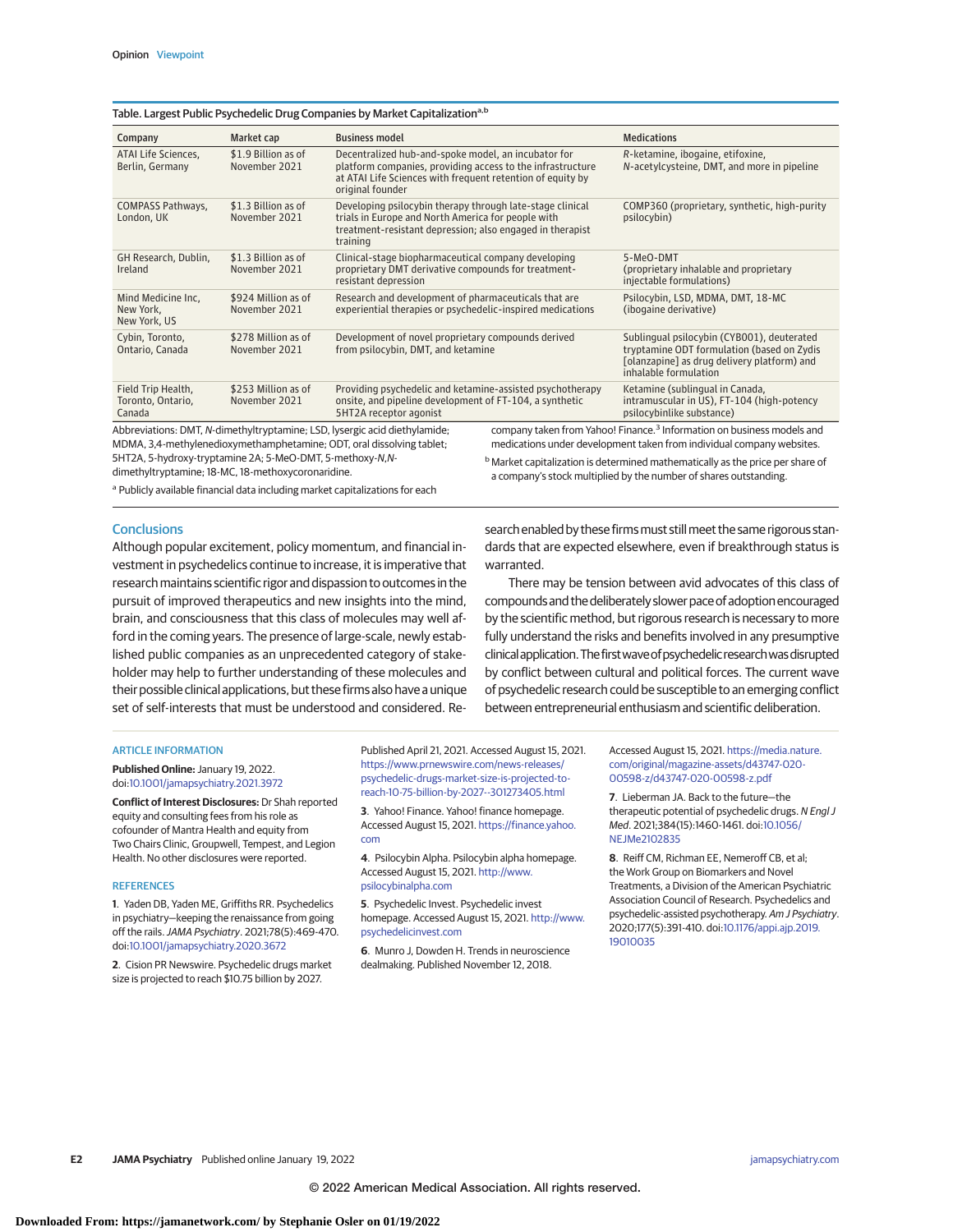Table. Largest Public Psychedelic Drug Companies by Market Capitalization[a,b]

| Company | Market cap | Business model | Medications |
|---|---|---|---|
| ATAI Life Sciences, Berlin, Germany | $1.9 Billion as of November 2021 | Decentralized hub-and-spoke model, an incubator for platform companies, providing access to the infrastructure at ATAI Life Sciences with frequent retention of equity by original founder | *R*-ketamine, ibogaine, etifoxine, *N*-acetylcysteine, DMT, and more in pipeline |
| COMPASS Pathways, London, UK | $1.3 Billion as of November 2021 | Developing psilocybin therapy through late-stage clinical trials in Europe and North America for people with treatment-resistant depression; also engaged in therapist training | COMP360 (proprietary, synthetic, high-purity psilocybin) |
| GH Research, Dublin, Ireland | $1.3 Billion as of November 2021 | Clinical-stage biopharmaceutical company developing proprietary DMT derivative compounds for treatment-resistant depression | 5-MeO-DMT (proprietary inhalable and proprietary injectable formulations) |
| Mind Medicine Inc, New York, New York, US | $924 Million as of November 2021 | Research and development of pharmaceuticals that are experiential therapies or psychedelic-inspired medications | Psilocybin, LSD, MDMA, DMT, 18-MC (ibogaine derivative) |
| Cybin, Toronto, Ontario, Canada | $278 Million as of November 2021 | Development of novel proprietary compounds derived from psilocybin, DMT, and ketamine | Sublingual psilocybin (CYB001), deuterated tryptamine ODT formulation (based on Zydis [olanzapine] as drug delivery platform) and inhalable formulation |
| Field Trip Health, Toronto, Ontario, Canada | $253 Million as of November 2021 | Providing psychedelic and ketamine-assisted psychotherapy onsite, and pipeline development of FT-104, a synthetic 5HT2A receptor agonist | Ketamine (sublingual in Canada, intramuscular in US), FT-104 (high-potency psilocybinlike substance) |

Abbreviations: DMT, *N*-dimethyltryptamine; LSD, lysergic acid diethylamide; MDMA, 3,4-methylenedioxymethamphetamine; ODT, oral dissolving tablet; 5HT2A, 5-hydroxy-tryptamine 2A; 5-MeO-DMT, 5-methoxy-*N*,*N*-dimethyltryptamine; 18-MC, 18-methoxycoronaridine.

[a] Publicly available financial data including market capitalizations for each company taken from Yahoo! Finance.[3] Information on business models and medications under development taken from individual company websites.

[b] Market capitalization is determined mathematically as the price per share of a company's stock multiplied by the number of shares outstanding.

## Conclusions

Although popular excitement, policy momentum, and financial investment in psychedelics continue to increase, it is imperative that research maintains scientific rigor and dispassion to outcomes in the pursuit of improved therapeutics and new insights into the mind, brain, and consciousness that this class of molecules may well afford in the coming years. The presence of large-scale, newly established public companies as an unprecedented category of stakeholder may help to further understanding of these molecules and their possible clinical applications, but these firms also have a unique set of self-interests that must be understood and considered. Research enabled by these firms must still meet the same rigorous standards that are expected elsewhere, even if breakthrough status is warranted.

There may be tension between avid advocates of this class of compounds and the deliberately slower pace of adoption encouraged by the scientific method, but rigorous research is necessary to more fully understand the risks and benefits involved in any presumptive clinical application. The first wave of psychedelic research was disrupted by conflict between cultural and political forces. The current wave of psychedelic research could be susceptible to an emerging conflict between entrepreneurial enthusiasm and scientific deliberation.

### ARTICLE INFORMATION

**Published Online:** January 19, 2022. doi:10.1001/jamapsychiatry.2021.3972

**Conflict of Interest Disclosures:** Dr Shah reported equity and consulting fees from his role as cofounder of Mantra Health and equity from Two Chairs Clinic, Groupwell, Tempest, and Legion Health. No other disclosures were reported.

### REFERENCES

1. Yaden DB, Yaden ME, Griffiths RR. Psychedelics in psychiatry—keeping the renaissance from going off the rails. *JAMA Psychiatry*. 2021;78(5):469-470. doi:10.1001/jamapsychiatry.2020.3672

2. Cision PR Newswire. Psychedelic drugs market size is projected to reach $10.75 billion by 2027. Published April 21, 2021. Accessed August 15, 2021. https://www.prnewswire.com/news-releases/psychedelic-drugs-market-size-is-projected-to-reach-10-75-billion-by-2027--301273405.html

3. Yahoo! Finance. Yahoo! finance homepage. Accessed August 15, 2021. https://finance.yahoo.com

4. Psilocybin Alpha. Psilocybin alpha homepage. Accessed August 15, 2021. http://www.psilocybinalpha.com

5. Psychedelic Invest. Psychedelic invest homepage. Accessed August 15, 2021. http://www.psychedelicinvest.com

6. Munro J, Dowden H. Trends in neuroscience dealmaking. Published November 12, 2018. Accessed August 15, 2021. https://media.nature.com/original/magazine-assets/d43747-020-00598-z/d43747-020-00598-z.pdf

7. Lieberman JA. Back to the future—the therapeutic potential of psychedelic drugs. *N Engl J Med*. 2021;384(15):1460-1461. doi:10.1056/NEJMe2102835

8. Reiff CM, Richman EE, Nemeroff CB, et al; the Work Group on Biomarkers and Novel Treatments, a Division of the American Psychiatric Association Council of Research. Psychedelics and psychedelic-assisted psychotherapy. *Am J Psychiatry*. 2020;177(5):391-410. doi:10.1176/appi.ajp.2019.19010035